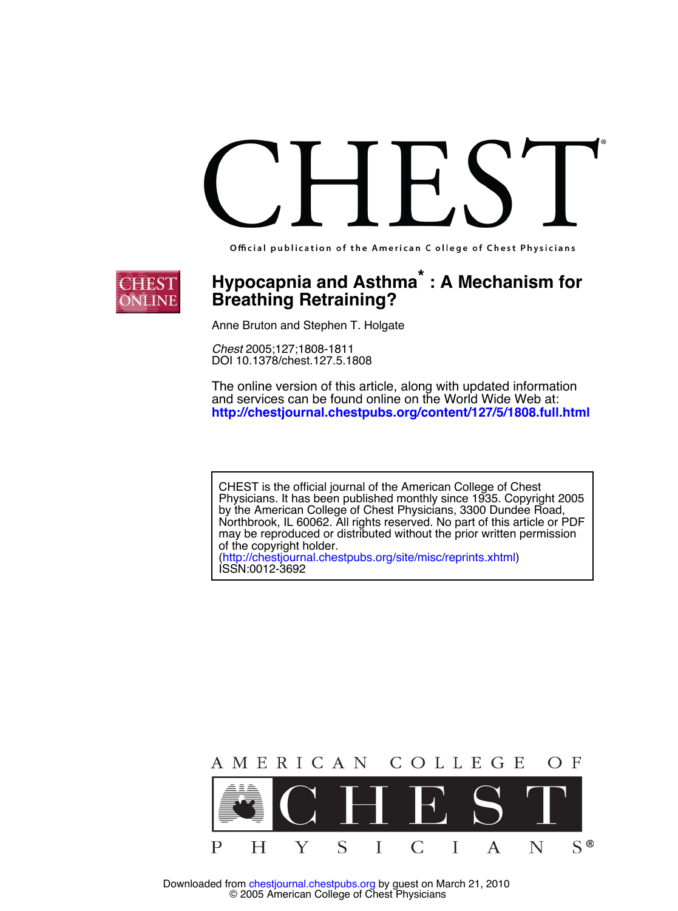# CHEST

Official publication of the American College of Chest Physicians

## Hypocapnia and Asthma* : A Mechanism for Breathing Retraining?

Anne Bruton and Stephen T. Holgate

*Chest* 2005;127;1808-1811
DOI 10.1378/chest.127.5.1808

The online version of this article, along with updated information and services can be found online on the World Wide Web at:
**http://chestjournal.chestpubs.org/content/127/5/1808.full.html**

CHEST is the official journal of the American College of Chest Physicians. It has been published monthly since 1935. Copyright 2005 by the American College of Chest Physicians, 3300 Dundee Road, Northbrook, IL 60062. All rights reserved. No part of this article or PDF may be reproduced or distributed without the prior written permission of the copyright holder.
(http://chestjournal.chestpubs.org/site/misc/reprints.xhtml)
ISSN:0012-3692

AMERICAN COLLEGE OF CHEST PHYSICIANS

Downloaded from chestjournal.chestpubs.org by guest on March 21, 2010
© 2005 American College of Chest Physicians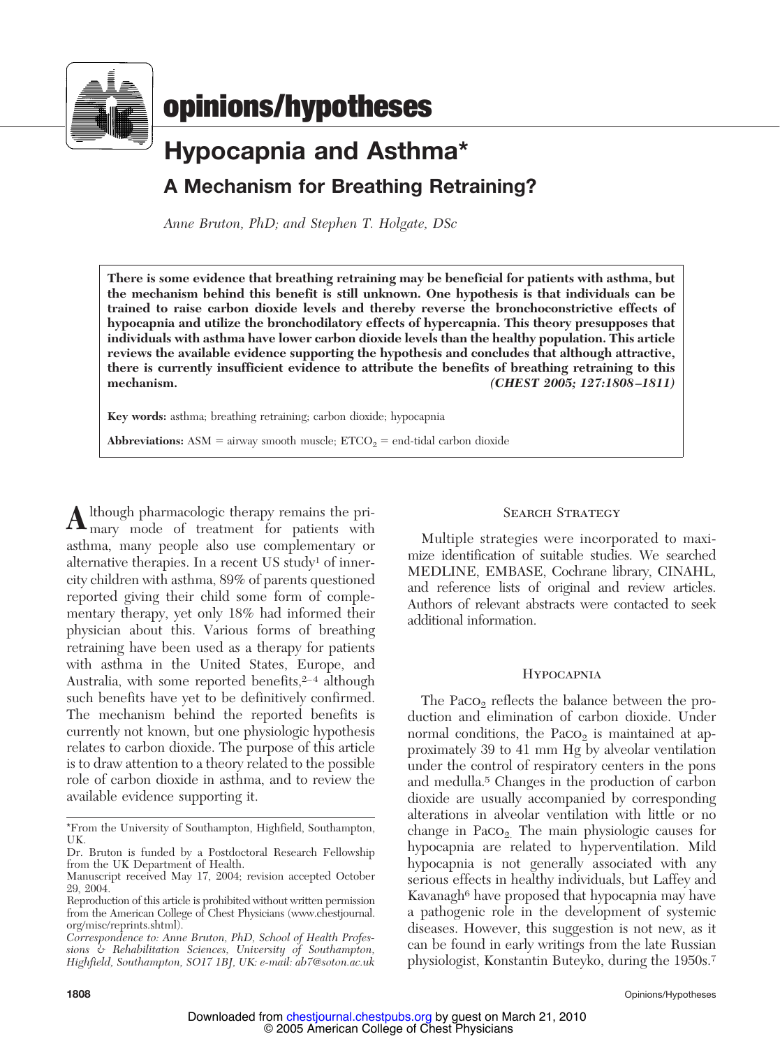opinions/hypotheses

# Hypocapnia and Asthma*

## A Mechanism for Breathing Retraining?

*Anne Bruton, PhD; and Stephen T. Holgate, DSc*

**There is some evidence that breathing retraining may be beneficial for patients with asthma, but the mechanism behind this benefit is still unknown. One hypothesis is that individuals can be trained to raise carbon dioxide levels and thereby reverse the bronchoconstrictive effects of hypocapnia and utilize the bronchodilatory effects of hypercapnia. This theory presupposes that individuals with asthma have lower carbon dioxide levels than the healthy population. This article reviews the available evidence supporting the hypothesis and concludes that although attractive, there is currently insufficient evidence to attribute the benefits of breathing retraining to this mechanism.** ***(CHEST 2005; 127:1808–1811)***

**Key words:** asthma; breathing retraining; carbon dioxide; hypocapnia

**Abbreviations:** ASM = airway smooth muscle; $ETCO_2$ = end-tidal carbon dioxide

Although pharmacologic therapy remains the primary mode of treatment for patients with asthma, many people also use complementary or alternative therapies. In a recent US study[1] of inner-city children with asthma, 89% of parents questioned reported giving their child some form of complementary therapy, yet only 18% had informed their physician about this. Various forms of breathing retraining have been used as a therapy for patients with asthma in the United States, Europe, and Australia, with some reported benefits,[2–4] although such benefits have yet to be definitively confirmed. The mechanism behind the reported benefits is currently not known, but one physiologic hypothesis relates to carbon dioxide. The purpose of this article is to draw attention to a theory related to the possible role of carbon dioxide in asthma, and to review the available evidence supporting it.

*From the University of Southampton, Highfield, Southampton, UK.

Dr. Bruton is funded by a Postdoctoral Research Fellowship from the UK Department of Health.

Manuscript received May 17, 2004; revision accepted October 29, 2004.

Reproduction of this article is prohibited without written permission from the American College of Chest Physicians (www.chestjournal.org/misc/reprints.shtml).

*Correspondence to: Anne Bruton, PhD, School of Health Professions & Rehabilitation Sciences, University of Southampton, Highfield, Southampton, SO17 1BJ, UK; e-mail: ab7@soton.ac.uk*

### Search Strategy

Multiple strategies were incorporated to maximize identification of suitable studies. We searched MEDLINE, EMBASE, Cochrane library, CINAHL, and reference lists of original and review articles. Authors of relevant abstracts were contacted to seek additional information.

### Hypocapnia

The $PaCO_2$ reflects the balance between the production and elimination of carbon dioxide. Under normal conditions, the $PaCO_2$ is maintained at approximately 39 to 41 mm Hg by alveolar ventilation under the control of respiratory centers in the pons and medulla.[5] Changes in the production of carbon dioxide are usually accompanied by corresponding alterations in alveolar ventilation with little or no change in $PaCO_2$. The main physiologic causes for hypocapnia are related to hyperventilation. Mild hypocapnia is not generally associated with any serious effects in healthy individuals, but Laffey and Kavanagh[6] have proposed that hypocapnia may have a pathogenic role in the development of systemic diseases. However, this suggestion is not new, as it can be found in early writings from the late Russian physiologist, Konstantin Buteyko, during the 1950s.[7]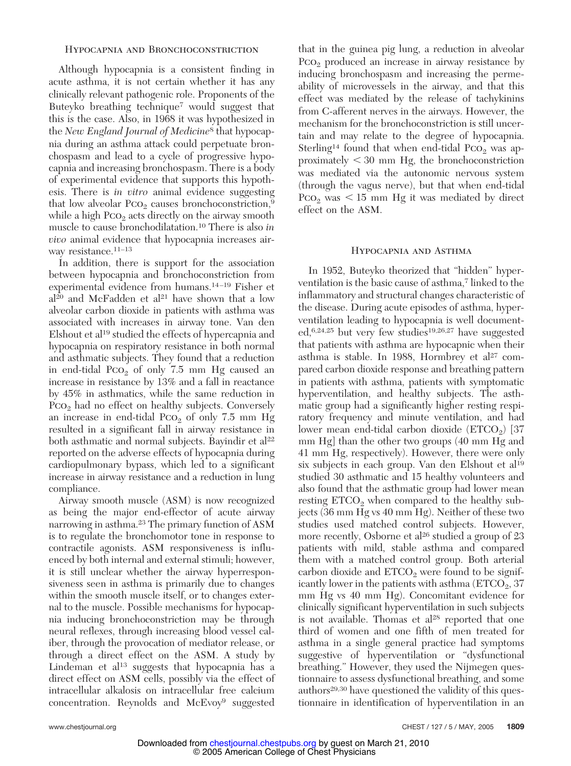## Hypocapnia and Bronchoconstriction

Although hypocapnia is a consistent finding in acute asthma, it is not certain whether it has any clinically relevant pathogenic role. Proponents of the Buteyko breathing technique[7] would suggest that this is the case. Also, in 1968 it was hypothesized in the *New England Journal of Medicine*[8] that hypocapnia during an asthma attack could perpetuate bronchospasm and lead to a cycle of progressive hypocapnia and increasing bronchospasm. There is a body of experimental evidence that supports this hypothesis. There is *in vitro* animal evidence suggesting that low alveolar $P_{CO_2}$ causes bronchoconstriction,[9] while a high $P_{CO_2}$ acts directly on the airway smooth muscle to cause bronchodilatation.[10] There is also *in vivo* animal evidence that hypocapnia increases airway resistance.[11–13]

In addition, there is support for the association between hypocapnia and bronchoconstriction from experimental evidence from humans.[14–19] Fisher et al[20] and McFadden et al[21] have shown that a low alveolar carbon dioxide in patients with asthma was associated with increases in airway tone. Van den Elshout et al[19] studied the effects of hypercapnia and hypocapnia on respiratory resistance in both normal and asthmatic subjects. They found that a reduction in end-tidal $P_{CO_2}$ of only 7.5 mm Hg caused an increase in resistance by 13% and a fall in reactance by 45% in asthmatics, while the same reduction in $P_{CO_2}$ had no effect on healthy subjects. Conversely an increase in end-tidal $P_{CO_2}$ of only 7.5 mm Hg resulted in a significant fall in airway resistance in both asthmatic and normal subjects. Bayindir et al[22] reported on the adverse effects of hypocapnia during cardiopulmonary bypass, which led to a significant increase in airway resistance and a reduction in lung compliance.

Airway smooth muscle (ASM) is now recognized as being the major end-effector of acute airway narrowing in asthma.[23] The primary function of ASM is to regulate the bronchomotor tone in response to contractile agonists. ASM responsiveness is influenced by both internal and external stimuli; however, it is still unclear whether the airway hyperresponsiveness seen in asthma is primarily due to changes within the smooth muscle itself, or to changes external to the muscle. Possible mechanisms for hypocapnia inducing bronchoconstriction may be through neural reflexes, through increasing blood vessel caliber, through the provocation of mediator release, or through a direct effect on the ASM. A study by Lindeman et al[13] suggests that hypocapnia has a direct effect on ASM cells, possibly via the effect of intracellular alkalosis on intracellular free calcium concentration. Reynolds and McEvoy[9] suggested that in the guinea pig lung, a reduction in alveolar $P_{CO_2}$ produced an increase in airway resistance by inducing bronchospasm and increasing the permeability of microvessels in the airway, and that this effect was mediated by the release of tachykinins from C-afferent nerves in the airways. However, the mechanism for the bronchoconstriction is still uncertain and may relate to the degree of hypocapnia. Sterling[14] found that when end-tidal $P_{CO_2}$ was approximately $< 30$ mm Hg, the bronchoconstriction was mediated via the autonomic nervous system (through the vagus nerve), but that when end-tidal $P_{CO_2}$ was $< 15$ mm Hg it was mediated by direct effect on the ASM.

## Hypocapnia and Asthma

In 1952, Buteyko theorized that "hidden" hyperventilation is the basic cause of asthma,[7] linked to the inflammatory and structural changes characteristic of the disease. During acute episodes of asthma, hyperventilation leading to hypocapnia is well documented,[6,24,25] but very few studies[19,26,27] have suggested that patients with asthma are hypocapnic when their asthma is stable. In 1988, Hormbrey et al[27] compared carbon dioxide response and breathing pattern in patients with asthma, patients with symptomatic hyperventilation, and healthy subjects. The asthmatic group had a significantly higher resting respiratory frequency and minute ventilation, and had lower mean end-tidal carbon dioxide ($ETCO_2$) [37 mm Hg] than the other two groups (40 mm Hg and 41 mm Hg, respectively). However, there were only six subjects in each group. Van den Elshout et al[19] studied 30 asthmatic and 15 healthy volunteers and also found that the asthmatic group had lower mean resting $ETCO_2$ when compared to the healthy subjects (36 mm Hg vs 40 mm Hg). Neither of these two studies used matched control subjects. However, more recently, Osborne et al[26] studied a group of 23 patients with mild, stable asthma and compared them with a matched control group. Both arterial carbon dioxide and $ETCO_2$ were found to be significantly lower in the patients with asthma ($ETCO_2$, 37 mm Hg vs 40 mm Hg). Concomitant evidence for clinically significant hyperventilation in such subjects is not available. Thomas et al[28] reported that one third of women and one fifth of men treated for asthma in a single general practice had symptoms suggestive of hyperventilation or "dysfunctional breathing." However, they used the Nijmegen questionnaire to assess dysfunctional breathing, and some authors[29,30] have questioned the validity of this questionnaire in identification of hyperventilation in an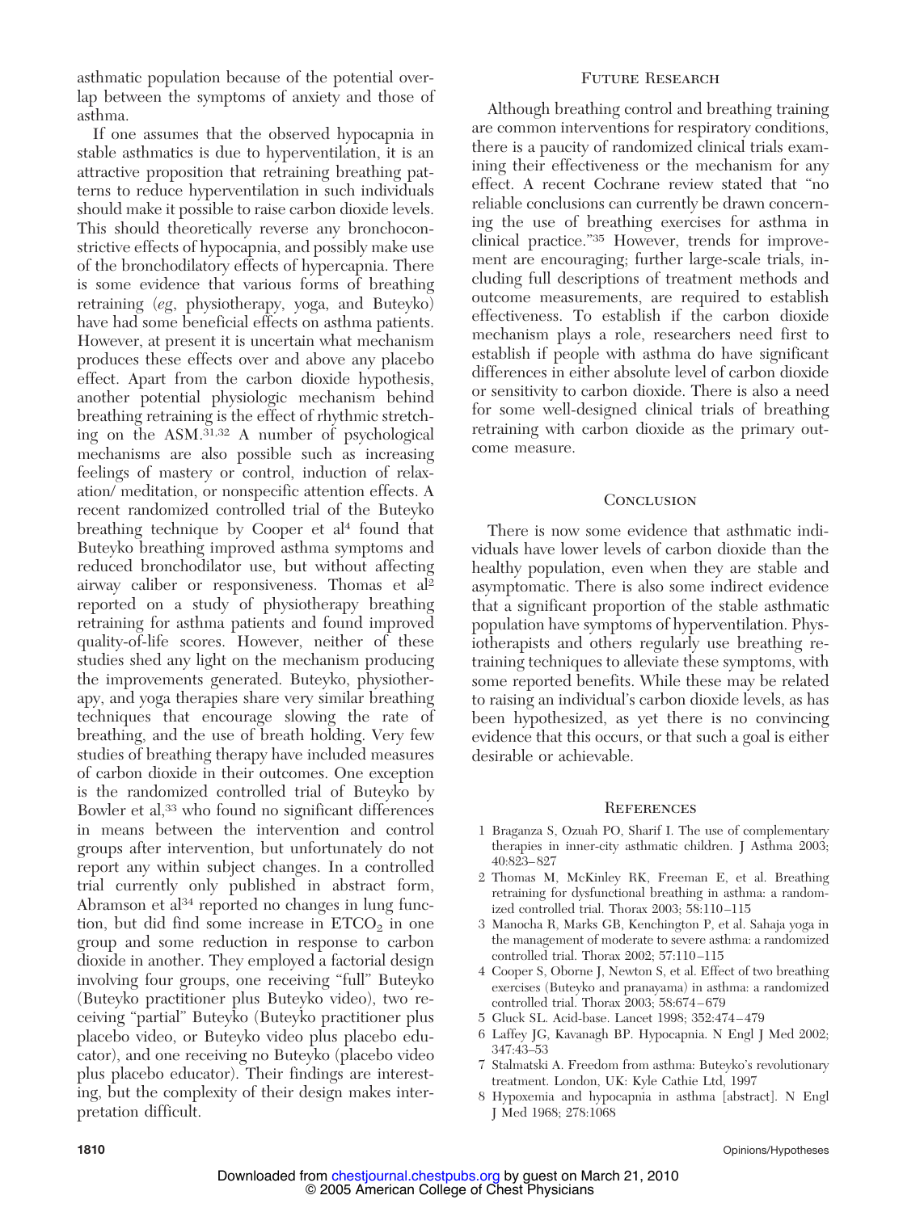asthmatic population because of the potential overlap between the symptoms of anxiety and those of asthma.

If one assumes that the observed hypocapnia in stable asthmatics is due to hyperventilation, it is an attractive proposition that retraining breathing patterns to reduce hyperventilation in such individuals should make it possible to raise carbon dioxide levels. This should theoretically reverse any bronchoconstrictive effects of hypocapnia, and possibly make use of the bronchodilatory effects of hypercapnia. There is some evidence that various forms of breathing retraining (*eg*, physiotherapy, yoga, and Buteyko) have had some beneficial effects on asthma patients. However, at present it is uncertain what mechanism produces these effects over and above any placebo effect. Apart from the carbon dioxide hypothesis, another potential physiologic mechanism behind breathing retraining is the effect of rhythmic stretching on the ASM.[31,32] A number of psychological mechanisms are also possible such as increasing feelings of mastery or control, induction of relaxation/ meditation, or nonspecific attention effects. A recent randomized controlled trial of the Buteyko breathing technique by Cooper et al[4] found that Buteyko breathing improved asthma symptoms and reduced bronchodilator use, but without affecting airway caliber or responsiveness. Thomas et al[2] reported on a study of physiotherapy breathing retraining for asthma patients and found improved quality-of-life scores. However, neither of these studies shed any light on the mechanism producing the improvements generated. Buteyko, physiotherapy, and yoga therapies share very similar breathing techniques that encourage slowing the rate of breathing, and the use of breath holding. Very few studies of breathing therapy have included measures of carbon dioxide in their outcomes. One exception is the randomized controlled trial of Buteyko by Bowler et al,[33] who found no significant differences in means between the intervention and control groups after intervention, but unfortunately do not report any within subject changes. In a controlled trial currently only published in abstract form, Abramson et al[34] reported no changes in lung function, but did find some increase in $ETCO_2$ in one group and some reduction in response to carbon dioxide in another. They employed a factorial design involving four groups, one receiving "full" Buteyko (Buteyko practitioner plus Buteyko video), two receiving "partial" Buteyko (Buteyko practitioner plus placebo video, or Buteyko video plus placebo educator), and one receiving no Buteyko (placebo video plus placebo educator). Their findings are interesting, but the complexity of their design makes interpretation difficult.

## Future Research

Although breathing control and breathing training are common interventions for respiratory conditions, there is a paucity of randomized clinical trials examining their effectiveness or the mechanism for any effect. A recent Cochrane review stated that "no reliable conclusions can currently be drawn concerning the use of breathing exercises for asthma in clinical practice."[35] However, trends for improvement are encouraging; further large-scale trials, including full descriptions of treatment methods and outcome measurements, are required to establish effectiveness. To establish if the carbon dioxide mechanism plays a role, researchers need first to establish if people with asthma do have significant differences in either absolute level of carbon dioxide or sensitivity to carbon dioxide. There is also a need for some well-designed clinical trials of breathing retraining with carbon dioxide as the primary outcome measure.

## Conclusion

There is now some evidence that asthmatic individuals have lower levels of carbon dioxide than the healthy population, even when they are stable and asymptomatic. There is also some indirect evidence that a significant proportion of the stable asthmatic population have symptoms of hyperventilation. Physiotherapists and others regularly use breathing retraining techniques to alleviate these symptoms, with some reported benefits. While these may be related to raising an individual's carbon dioxide levels, as has been hypothesized, as yet there is no convincing evidence that this occurs, or that such a goal is either desirable or achievable.

## References

1 Braganza S, Ozuah PO, Sharif I. The use of complementary therapies in inner-city asthmatic children. J Asthma 2003; 40:823–827

2 Thomas M, McKinley RK, Freeman E, et al. Breathing retraining for dysfunctional breathing in asthma: a randomized controlled trial. Thorax 2003; 58:110–115

3 Manocha R, Marks GB, Kenchington P, et al. Sahaja yoga in the management of moderate to severe asthma: a randomized controlled trial. Thorax 2002; 57:110–115

4 Cooper S, Oborne J, Newton S, et al. Effect of two breathing exercises (Buteyko and pranayama) in asthma: a randomized controlled trial. Thorax 2003; 58:674–679

5 Gluck SL. Acid-base. Lancet 1998; 352:474–479

6 Laffey JG, Kavanagh BP. Hypocapnia. N Engl J Med 2002; 347:43–53

7 Stalmatski A. Freedom from asthma: Buteyko's revolutionary treatment. London, UK: Kyle Cathie Ltd, 1997

8 Hypoxemia and hypocapnia in asthma [abstract]. N Engl J Med 1968; 278:1068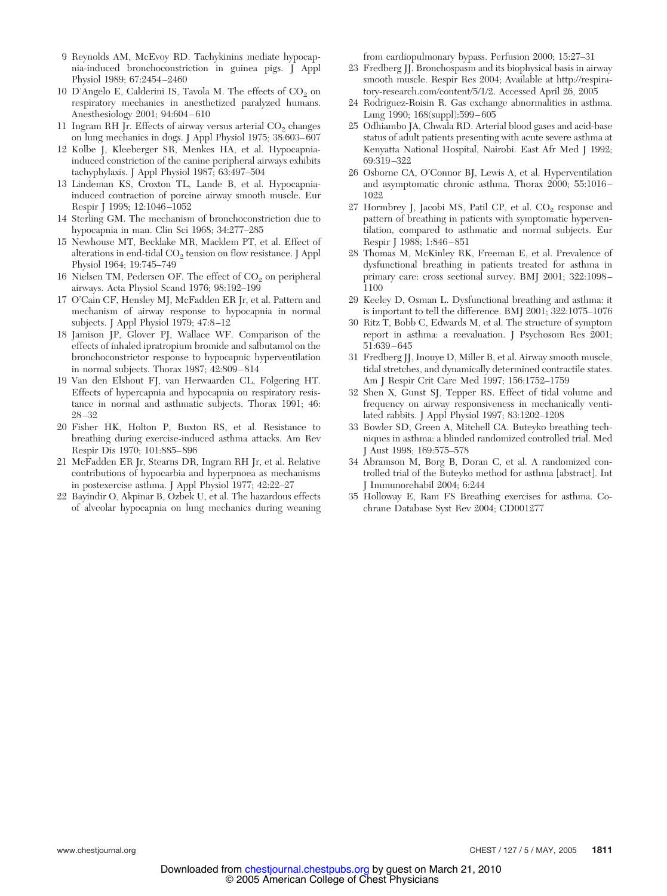9 Reynolds AM, McEvoy RD. Tachykinins mediate hypocapnia-induced bronchoconstriction in guinea pigs. J Appl Physiol 1989; 67:2454–2460

10 D'Angelo E, Calderini IS, Tavola M. The effects of $CO_2$ on respiratory mechanics in anesthetized paralyzed humans. Anesthesiology 2001; 94:604–610

11 Ingram RH Jr. Effects of airway versus arterial $CO_2$ changes on lung mechanics in dogs. J Appl Physiol 1975; 38:603–607

12 Kolbe J, Kleeberger SR, Menkes HA, et al. Hypocapnia-induced constriction of the canine peripheral airways exhibits tachyphylaxis. J Appl Physiol 1987; 63:497–504

13 Lindeman KS, Croxton TL, Lande B, et al. Hypocapnia-induced contraction of porcine airway smooth muscle. Eur Respir J 1998; 12:1046–1052

14 Sterling GM. The mechanism of bronchoconstriction due to hypocapnia in man. Clin Sci 1968; 34:277–285

15 Newhouse MT, Becklake MR, Macklem PT, et al. Effect of alterations in end-tidal $CO_2$ tension on flow resistance. J Appl Physiol 1964; 19:745–749

16 Nielsen TM, Pedersen OF. The effect of $CO_2$ on peripheral airways. Acta Physiol Scand 1976; 98:192–199

17 O'Cain CF, Hensley MJ, McFadden ER Jr, et al. Pattern and mechanism of airway response to hypocapnia in normal subjects. J Appl Physiol 1979; 47:8–12

18 Jamison JP, Glover PJ, Wallace WF. Comparison of the effects of inhaled ipratropium bromide and salbutamol on the bronchoconstrictor response to hypocapnic hyperventilation in normal subjects. Thorax 1987; 42:809–814

19 Van den Elshout FJ, van Herwaarden CL, Folgering HT. Effects of hypercapnia and hypocapnia on respiratory resistance in normal and asthmatic subjects. Thorax 1991; 46: 28–32

20 Fisher HK, Holton P, Buxton RS, et al. Resistance to breathing during exercise-induced asthma attacks. Am Rev Respir Dis 1970; 101:885–896

21 McFadden ER Jr, Stearns DR, Ingram RH Jr, et al. Relative contributions of hypocarbia and hyperpnoea as mechanisms in postexercise asthma. J Appl Physiol 1977; 42:22–27

22 Bayindir O, Akpinar B, Ozbek U, et al. The hazardous effects of alveolar hypocapnia on lung mechanics during weaning from cardiopulmonary bypass. Perfusion 2000; 15:27–31

23 Fredberg JJ. Bronchospasm and its biophysical basis in airway smooth muscle. Respir Res 2004; Available at http://respiratory-research.com/content/5/1/2. Accessed April 26, 2005

24 Rodriguez-Roisin R. Gas exchange abnormalities in asthma. Lung 1990; 168(suppl):599–605

25 Odhiambo JA, Chwala RD. Arterial blood gases and acid-base status of adult patients presenting with acute severe asthma at Kenyatta National Hospital, Nairobi. East Afr Med J 1992; 69:319–322

26 Osborne CA, O'Connor BJ, Lewis A, et al. Hyperventilation and asymptomatic chronic asthma. Thorax 2000; 55:1016–1022

27 Hormbrey J, Jacobi MS, Patil CP, et al. $CO_2$ response and pattern of breathing in patients with symptomatic hyperventilation, compared to asthmatic and normal subjects. Eur Respir J 1988; 1:846–851

28 Thomas M, McKinley RK, Freeman E, et al. Prevalence of dysfunctional breathing in patients treated for asthma in primary care: cross sectional survey. BMJ 2001; 322:1098–1100

29 Keeley D, Osman L. Dysfunctional breathing and asthma: it is important to tell the difference. BMJ 2001; 322:1075–1076

30 Ritz T, Bobb C, Edwards M, et al. The structure of symptom report in asthma: a reevaluation. J Psychosom Res 2001; 51:639–645

31 Fredberg JJ, Inouye D, Miller B, et al. Airway smooth muscle, tidal stretches, and dynamically determined contractile states. Am J Respir Crit Care Med 1997; 156:1752–1759

32 Shen X, Gunst SJ, Tepper RS. Effect of tidal volume and frequency on airway responsiveness in mechanically ventilated rabbits. J Appl Physiol 1997; 83:1202–1208

33 Bowler SD, Green A, Mitchell CA. Buteyko breathing techniques in asthma: a blinded randomized controlled trial. Med J Aust 1998; 169:575–578

34 Abramson M, Borg B, Doran C, et al. A randomized controlled trial of the Buteyko method for asthma [abstract]. Int J Immunorehabil 2004; 6:244

35 Holloway E, Ram FS Breathing exercises for asthma. Cochrane Database Syst Rev 2004; CD001277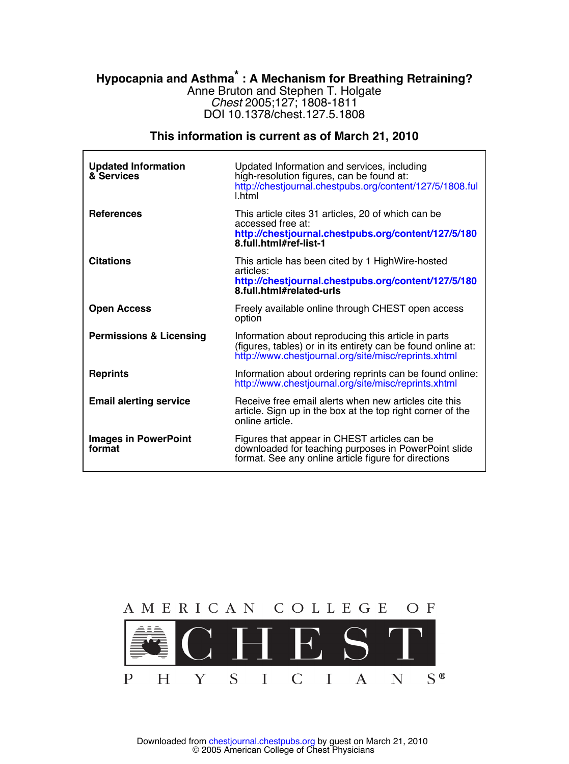# Hypocapnia and Asthma* : A Mechanism for Breathing Retraining?

Anne Bruton and Stephen T. Holgate

*Chest* 2005;127; 1808-1811

DOI 10.1378/chest.127.5.1808

## This information is current as of March 21, 2010

| | |
|---|---|
| **Updated Information & Services** | Updated Information and services, including high-resolution figures, can be found at: http://chestjournal.chestpubs.org/content/127/5/1808.full.html |
| **References** | This article cites 31 articles, 20 of which can be accessed free at: **http://chestjournal.chestpubs.org/content/127/5/1808.full.html#ref-list-1** |
| **Citations** | This article has been cited by 1 HighWire-hosted articles: **http://chestjournal.chestpubs.org/content/127/5/1808.full.html#related-urls** |
| **Open Access** | Freely available online through CHEST open access option |
| **Permissions & Licensing** | Information about reproducing this article in parts (figures, tables) or in its entirety can be found online at: http://www.chestjournal.org/site/misc/reprints.xhtml |
| **Reprints** | Information about ordering reprints can be found online: http://www.chestjournal.org/site/misc/reprints.xhtml |
| **Email alerting service** | Receive free email alerts when new articles cite this article. Sign up in the box at the top right corner of the online article. |
| **Images in PowerPoint format** | Figures that appear in CHEST articles can be downloaded for teaching purposes in PowerPoint slide format. See any online article figure for directions |

AMERICAN COLLEGE OF CHEST PHYSICIANS®

Downloaded from chestjournal.chestpubs.org by guest on March 21, 2010
© 2005 American College of Chest Physicians